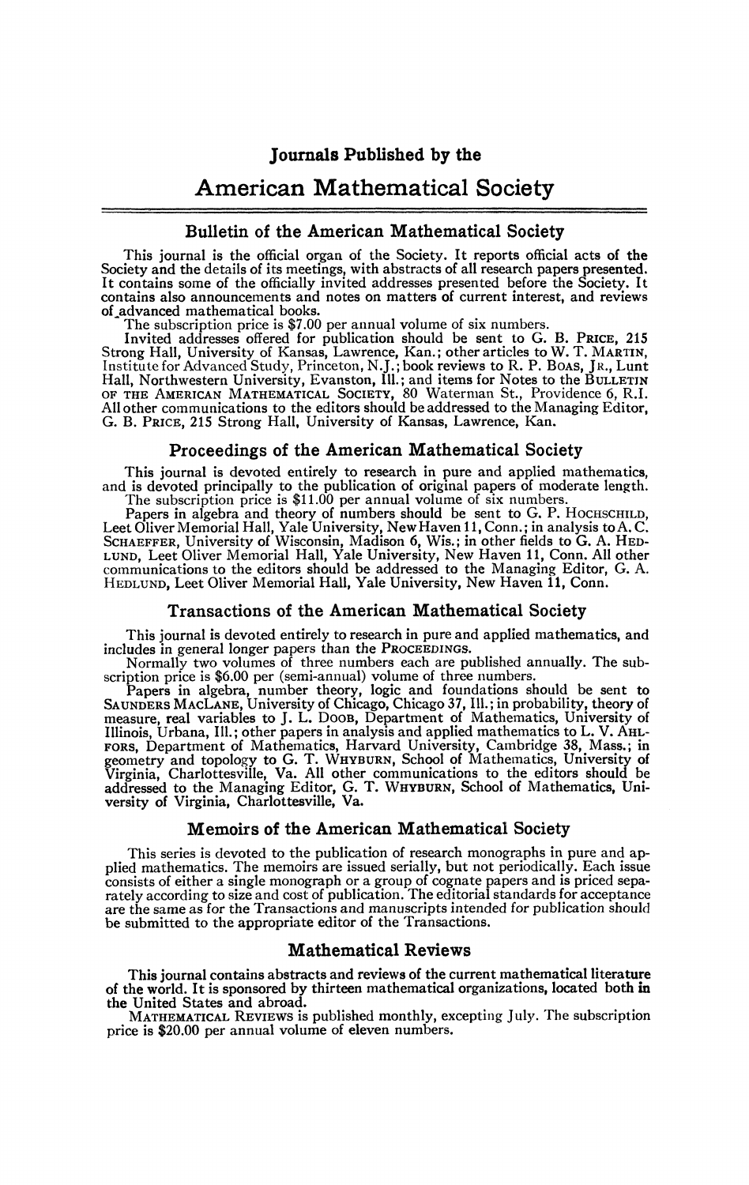# Journals Published by the American Mathematical Society

## Bulletin of the American Mathematical Society

This journal is the official organ of the Society. It reports official acts of the Society and the details of its meetings, with abstracts of all research papers presented. It contains some of the officially invited addresses presented before the Society. It contains also announcements and notes on matters of current interest, and reviews of advanced mathematical books.

The subscription price is $7.00 per annual volume of six numbers.

Invited addresses offered for publication should be sent to G. B. PRICE, 215 Strong Hall, University of Kansas, Lawrence, Kan.; other articles to W. T. MARTIN, Institute for Advanced Study, Princeton, N.J.; book reviews to R. P. BOAS, JR., Lunt Hall, Northwestern University, Evanston, Ill.; and items for Notes to the BULLETIN OF THE AMERICAN MATHEMATICAL SOCIETY, 80 Waterman St., Providence 6, R.I. All other communications to the editors should be addressed to the Managing Editor, G. B. PRICE, 215 Strong Hall, University of Kansas, Lawrence, Kan.

## Proceedings of the American Mathematical Society

This journal is devoted entirely to research in pure and applied mathematics, and is devoted principally to the publication of original papers of moderate length.

The subscription price is $11.00 per annual volume of six numbers.

Papers in algebra and theory of numbers should be sent to G. P. HOCHSCHILD, Leet Oliver Memorial Hall, Yale University, New Haven 11, Conn.; in analysis to A. C. SCHAEFFER, University of Wisconsin, Madison 6, Wis.; in other fields to G. A. HEDLUND, Leet Oliver Memorial Hall, Yale University, New Haven 11, Conn. All other communications to the editors should be addressed to the Managing Editor, G. A. HEDLUND, Leet Oliver Memorial Hall, Yale University, New Haven 11, Conn.

## Transactions of the American Mathematical Society

This journal is devoted entirely to research in pure and applied mathematics, and includes in general longer papers than the PROCEEDINGS.

Normally two volumes of three numbers each are published annually. The subscription price is $6.00 per (semi-annual) volume of three numbers.

Papers in algebra, number theory, logic and foundations should be sent to SAUNDERS MACLANE, University of Chicago, Chicago 37, Ill.; in probability, theory of measure, real variables to J. L. DOOB, Department of Mathematics, University of Illinois, Urbana, Ill.; other papers in analysis and applied mathematics to L. V. AHLFORS, Department of Mathematics, Harvard University, Cambridge 38, Mass.; in geometry and topology to G. T. WHYBURN, School of Mathematics, University of Virginia, Charlottesville, Va. All other communications to the editors should be addressed to the Managing Editor, G. T. WHYBURN, School of Mathematics, University of Virginia, Charlottesville, Va.

## Memoirs of the American Mathematical Society

This series is devoted to the publication of research monographs in pure and applied mathematics. The memoirs are issued serially, but not periodically. Each issue consists of either a single monograph or a group of cognate papers and is priced separately according to size and cost of publication. The editorial standards for acceptance are the same as for the Transactions and manuscripts intended for publication should be submitted to the appropriate editor of the Transactions.

## Mathematical Reviews

This journal contains abstracts and reviews of the current mathematical literature of the world. It is sponsored by thirteen mathematical organizations, located both in the United States and abroad.

MATHEMATICAL REVIEWS is published monthly, excepting July. The subscription price is $20.00 per annual volume of eleven numbers.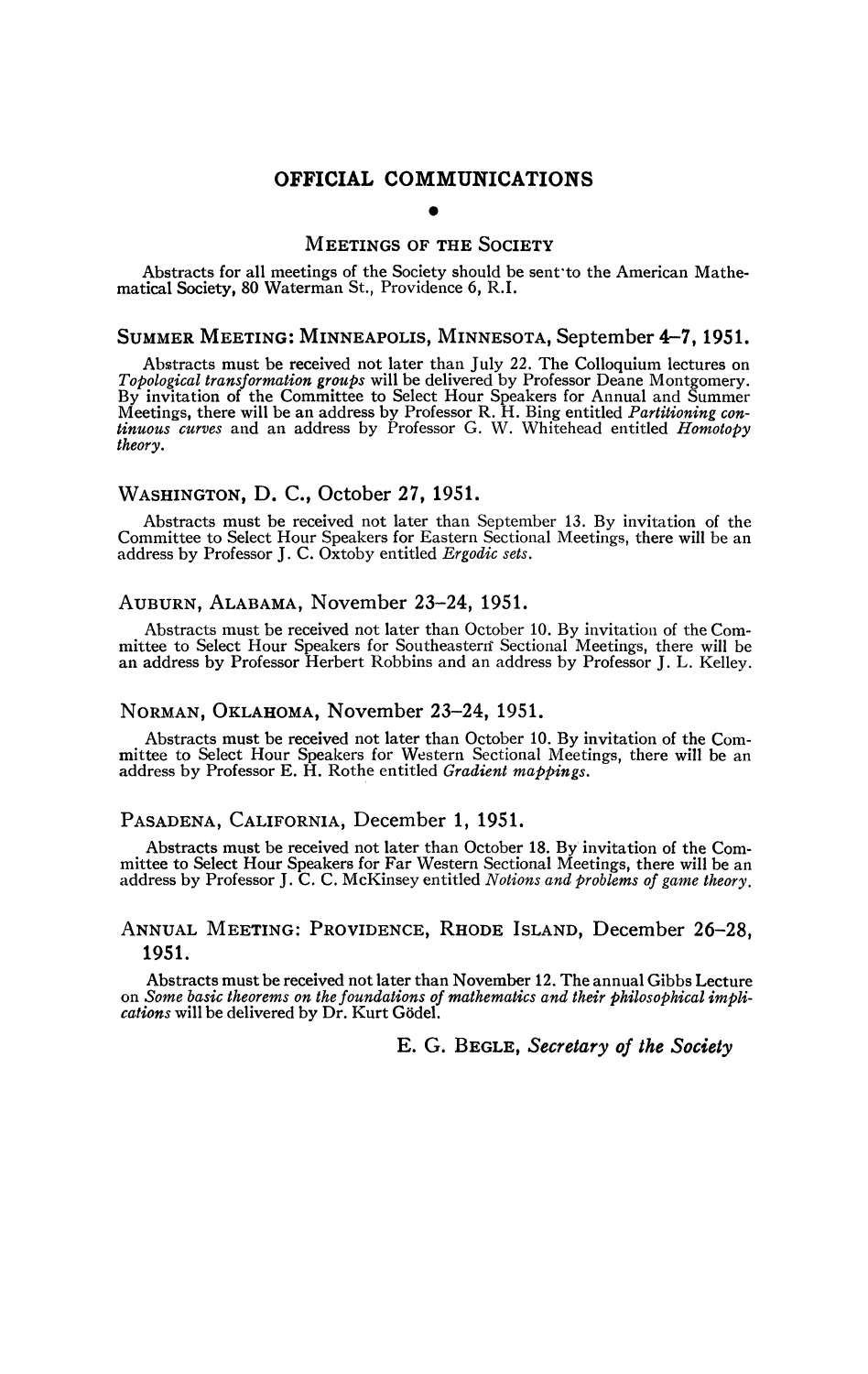# OFFICIAL COMMUNICATIONS

## Meetings of the Society

Abstracts for all meetings of the Society should be sent to the American Mathematical Society, 80 Waterman St., Providence 6, R.I.

### Summer Meeting: Minneapolis, Minnesota, September 4–7, 1951.

Abstracts must be received not later than July 22. The Colloquium lectures on *Topological transformation groups* will be delivered by Professor Deane Montgomery. By invitation of the Committee to Select Hour Speakers for Annual and Summer Meetings, there will be an address by Professor R. H. Bing entitled *Partitioning continuous curves* and an address by Professor G. W. Whitehead entitled *Homotopy theory*.

### Washington, D. C., October 27, 1951.

Abstracts must be received not later than September 13. By invitation of the Committee to Select Hour Speakers for Eastern Sectional Meetings, there will be an address by Professor J. C. Oxtoby entitled *Ergodic sets*.

### Auburn, Alabama, November 23–24, 1951.

Abstracts must be received not later than October 10. By invitation of the Committee to Select Hour Speakers for Southeastern Sectional Meetings, there will be an address by Professor Herbert Robbins and an address by Professor J. L. Kelley.

### Norman, Oklahoma, November 23–24, 1951.

Abstracts must be received not later than October 10. By invitation of the Committee to Select Hour Speakers for Western Sectional Meetings, there will be an address by Professor E. H. Rothe entitled *Gradient mappings*.

### Pasadena, California, December 1, 1951.

Abstracts must be received not later than October 18. By invitation of the Committee to Select Hour Speakers for Far Western Sectional Meetings, there will be an address by Professor J. C. C. McKinsey entitled *Notions and problems of game theory*.

### Annual Meeting: Providence, Rhode Island, December 26–28, 1951.

Abstracts must be received not later than November 12. The annual Gibbs Lecture on *Some basic theorems on the foundations of mathematics and their philosophical implications* will be delivered by Dr. Kurt Gödel.

E. G. Begle, *Secretary of the Society*